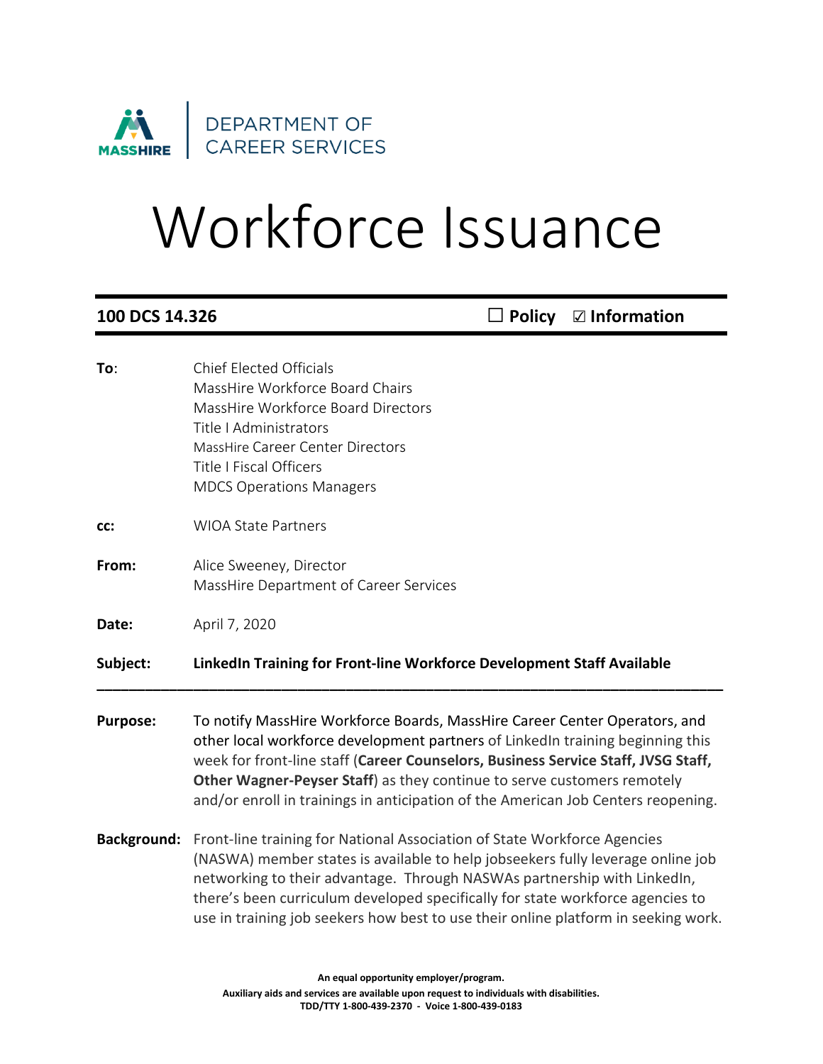DEPARTMENT OF CAREER SERVICES

# Workforce Issuance

**100 DCS 14.326** ☐ **Policy** ☑ **Information**

**To**: Chief Elected Officials
MassHire Workforce Board Chairs
MassHire Workforce Board Directors
Title I Administrators
MassHire Career Center Directors
Title I Fiscal Officers
MDCS Operations Managers

**cc:** WIOA State Partners

**From:** Alice Sweeney, Director
MassHire Department of Career Services

**Date:** April 7, 2020

**Subject:** **LinkedIn Training for Front-line Workforce Development Staff Available**

---

**Purpose:** To notify MassHire Workforce Boards, MassHire Career Center Operators, and other local workforce development partners of LinkedIn training beginning this week for front-line staff (**Career Counselors, Business Service Staff, JVSG Staff, Other Wagner-Peyser Staff**) as they continue to serve customers remotely and/or enroll in trainings in anticipation of the American Job Centers reopening.

**Background:** Front-line training for National Association of State Workforce Agencies (NASWA) member states is available to help jobseekers fully leverage online job networking to their advantage. Through NASWAs partnership with LinkedIn, there's been curriculum developed specifically for state workforce agencies to use in training job seekers how best to use their online platform in seeking work.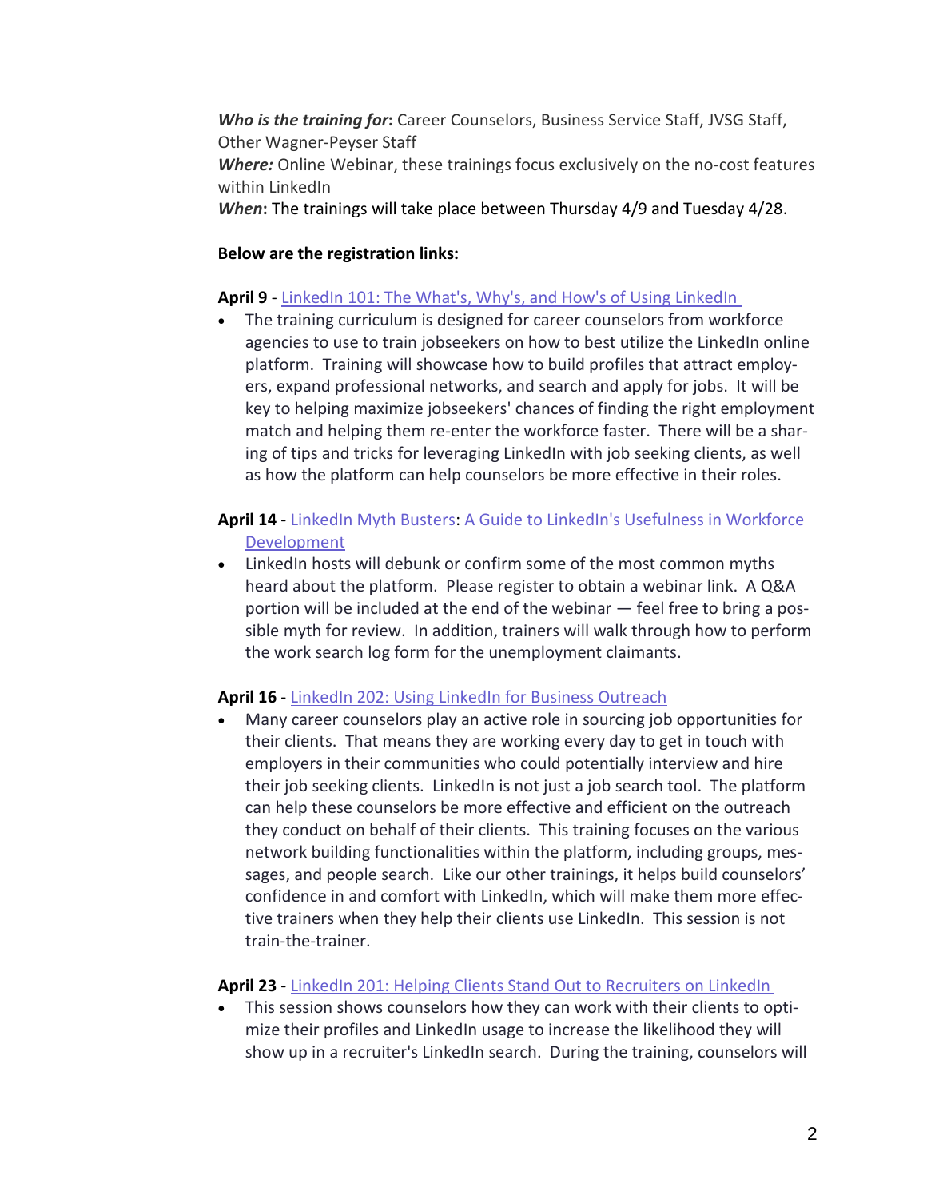***Who is the training for*****:** Career Counselors, Business Service Staff, JVSG Staff, Other Wagner-Peyser Staff
***Where:*** Online Webinar, these trainings focus exclusively on the no-cost features within LinkedIn
***When*****:** The trainings will take place between Thursday 4/9 and Tuesday 4/28.

**Below are the registration links:**

**April 9** - LinkedIn 101: The What's, Why's, and How's of Using LinkedIn

- The training curriculum is designed for career counselors from workforce agencies to use to train jobseekers on how to best utilize the LinkedIn online platform. Training will showcase how to build profiles that attract employers, expand professional networks, and search and apply for jobs. It will be key to helping maximize jobseekers' chances of finding the right employment match and helping them re-enter the workforce faster. There will be a sharing of tips and tricks for leveraging LinkedIn with job seeking clients, as well as how the platform can help counselors be more effective in their roles.

**April 14** - LinkedIn Myth Busters: A Guide to LinkedIn's Usefulness in Workforce Development

- LinkedIn hosts will debunk or confirm some of the most common myths heard about the platform. Please register to obtain a webinar link. A Q&A portion will be included at the end of the webinar — feel free to bring a possible myth for review. In addition, trainers will walk through how to perform the work search log form for the unemployment claimants.

**April 16** - LinkedIn 202: Using LinkedIn for Business Outreach

- Many career counselors play an active role in sourcing job opportunities for their clients. That means they are working every day to get in touch with employers in their communities who could potentially interview and hire their job seeking clients. LinkedIn is not just a job search tool. The platform can help these counselors be more effective and efficient on the outreach they conduct on behalf of their clients. This training focuses on the various network building functionalities within the platform, including groups, messages, and people search. Like our other trainings, it helps build counselors' confidence in and comfort with LinkedIn, which will make them more effective trainers when they help their clients use LinkedIn. This session is not train-the-trainer.

**April 23** - LinkedIn 201: Helping Clients Stand Out to Recruiters on LinkedIn

- This session shows counselors how they can work with their clients to optimize their profiles and LinkedIn usage to increase the likelihood they will show up in a recruiter's LinkedIn search. During the training, counselors will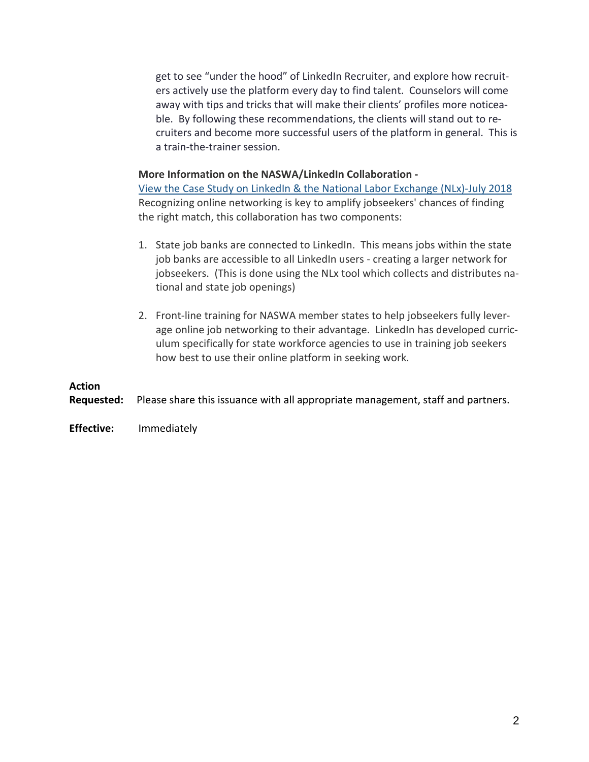get to see "under the hood" of LinkedIn Recruiter, and explore how recruiters actively use the platform every day to find talent. Counselors will come away with tips and tricks that will make their clients' profiles more noticeable. By following these recommendations, the clients will stand out to recruiters and become more successful users of the platform in general. This is a train-the-trainer session.

**More Information on the NASWA/LinkedIn Collaboration -**
View the Case Study on LinkedIn & the National Labor Exchange (NLx)-July 2018
Recognizing online networking is key to amplify jobseekers' chances of finding the right match, this collaboration has two components:

1. State job banks are connected to LinkedIn. This means jobs within the state job banks are accessible to all LinkedIn users - creating a larger network for jobseekers. (This is done using the NLx tool which collects and distributes national and state job openings)

2. Front-line training for NASWA member states to help jobseekers fully leverage online job networking to their advantage. LinkedIn has developed curriculum specifically for state workforce agencies to use in training job seekers how best to use their online platform in seeking work.

**Action Requested:** Please share this issuance with all appropriate management, staff and partners.

**Effective:** Immediately